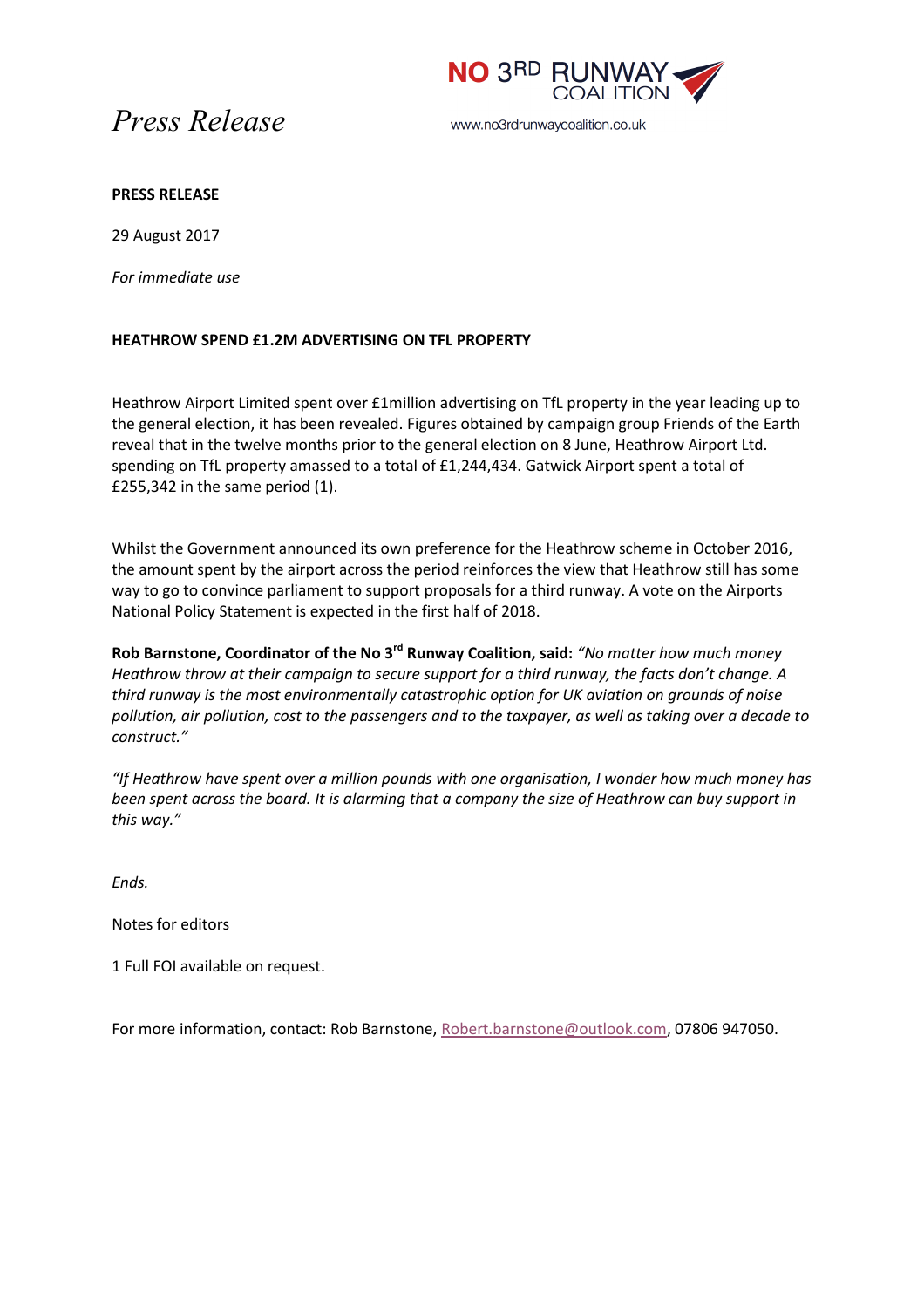*Press Release*

NO 3RD RUNWAY COALITION

www.no3rdrunwaycoalition.co.uk

**PRESS RELEASE**

29 August 2017

*For immediate use*

**HEATHROW SPEND £1.2M ADVERTISING ON TFL PROPERTY**

Heathrow Airport Limited spent over £1million advertising on TfL property in the year leading up to the general election, it has been revealed. Figures obtained by campaign group Friends of the Earth reveal that in the twelve months prior to the general election on 8 June, Heathrow Airport Ltd. spending on TfL property amassed to a total of £1,244,434. Gatwick Airport spent a total of £255,342 in the same period (1).

Whilst the Government announced its own preference for the Heathrow scheme in October 2016, the amount spent by the airport across the period reinforces the view that Heathrow still has some way to go to convince parliament to support proposals for a third runway. A vote on the Airports National Policy Statement is expected in the first half of 2018.

**Rob Barnstone, Coordinator of the No 3rd Runway Coalition, said:** *"No matter how much money Heathrow throw at their campaign to secure support for a third runway, the facts don't change. A third runway is the most environmentally catastrophic option for UK aviation on grounds of noise pollution, air pollution, cost to the passengers and to the taxpayer, as well as taking over a decade to construct."*

*"If Heathrow have spent over a million pounds with one organisation, I wonder how much money has been spent across the board. It is alarming that a company the size of Heathrow can buy support in this way."*

*Ends.*

Notes for editors

1 Full FOI available on request.

For more information, contact: Rob Barnstone, Robert.barnstone@outlook.com, 07806 947050.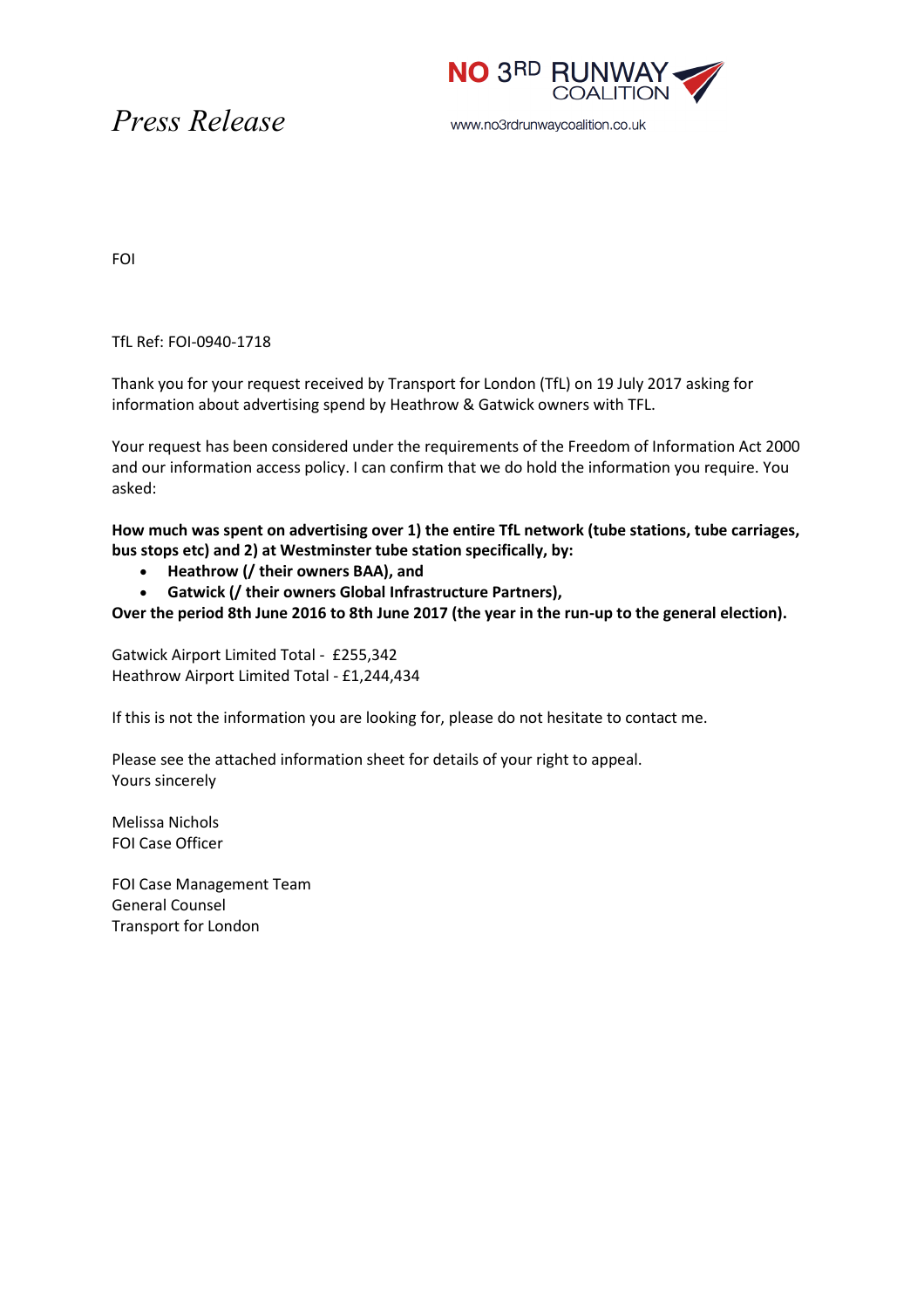*Press Release*

NO 3RD RUNWAY COALITION

www.no3rdrunwaycoalition.co.uk

FOI

TfL Ref: FOI-0940-1718

Thank you for your request received by Transport for London (TfL) on 19 July 2017 asking for information about advertising spend by Heathrow & Gatwick owners with TFL.

Your request has been considered under the requirements of the Freedom of Information Act 2000 and our information access policy. I can confirm that we do hold the information you require. You asked:

**How much was spent on advertising over 1) the entire TfL network (tube stations, tube carriages, bus stops etc) and 2) at Westminster tube station specifically, by:**

- **Heathrow (/ their owners BAA), and**
- **Gatwick (/ their owners Global Infrastructure Partners),**

**Over the period 8th June 2016 to 8th June 2017 (the year in the run-up to the general election).**

Gatwick Airport Limited Total - £255,342
Heathrow Airport Limited Total - £1,244,434

If this is not the information you are looking for, please do not hesitate to contact me.

Please see the attached information sheet for details of your right to appeal.
Yours sincerely

Melissa Nichols
FOI Case Officer

FOI Case Management Team
General Counsel
Transport for London